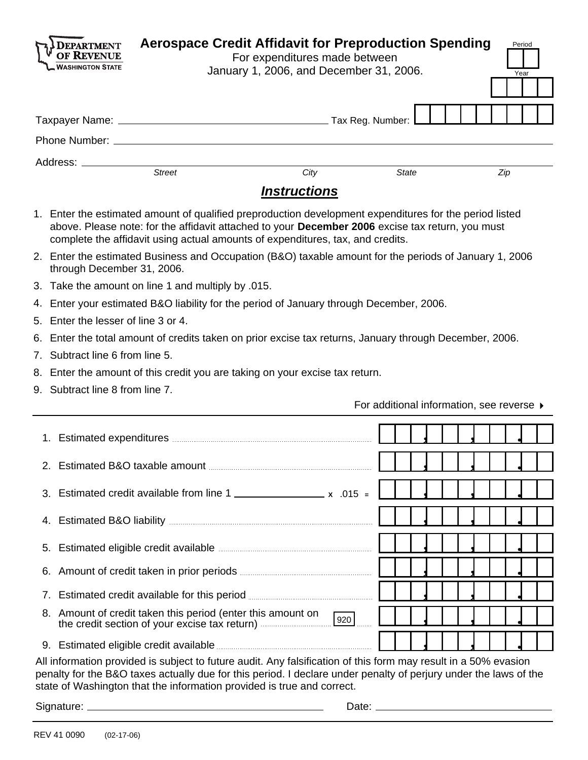DEPARTMENT OF REVENUE
WASHINGTON STATE

# Aerospace Credit Affidavit for Preproduction Spending

For expenditures made between
January 1, 2006, and December 31, 2006.

Period: ____
Year: ____

Taxpayer Name: ______________________ Tax Reg. Number: ______________

Phone Number: ______________________

Address: ______________________
Street City State Zip

## *Instructions*

1. Enter the estimated amount of qualified preproduction development expenditures for the period listed above. Please note: for the affidavit attached to your **December 2006** excise tax return, you must complete the affidavit using actual amounts of expenditures, tax, and credits.
2. Enter the estimated Business and Occupation (B&O) taxable amount for the periods of January 1, 2006 through December 31, 2006.
3. Take the amount on line 1 and multiply by .015.
4. Enter your estimated B&O liability for the period of January through December, 2006.
5. Enter the lesser of line 3 or 4.
6. Enter the total amount of credits taken on prior excise tax returns, January through December, 2006.
7. Subtract line 6 from line 5.
8. Enter the amount of this credit you are taking on your excise tax return.
9. Subtract line 8 from line 7.

For additional information, see reverse ▸

| Line | Amount |
|---|---|
| 1. Estimated expenditures | |
| 2. Estimated B&O taxable amount | |
| 3. Estimated credit available from line 1 ____________ x .015 = | |
| 4. Estimated B&O liability | |
| 5. Estimated eligible credit available | |
| 6. Amount of credit taken in prior periods | |
| 7. Estimated credit available for this period | |
| 8. Amount of credit taken this period (enter this amount on the credit section of your excise tax return) 920 | |
| 9. Estimated eligible credit available | |

All information provided is subject to future audit. Any falsification of this form may result in a 50% evasion penalty for the B&O taxes actually due for this period. I declare under penalty of perjury under the laws of the state of Washington that the information provided is true and correct.

Signature: ______________________ Date: ______________________

REV 41 0090 (02-17-06)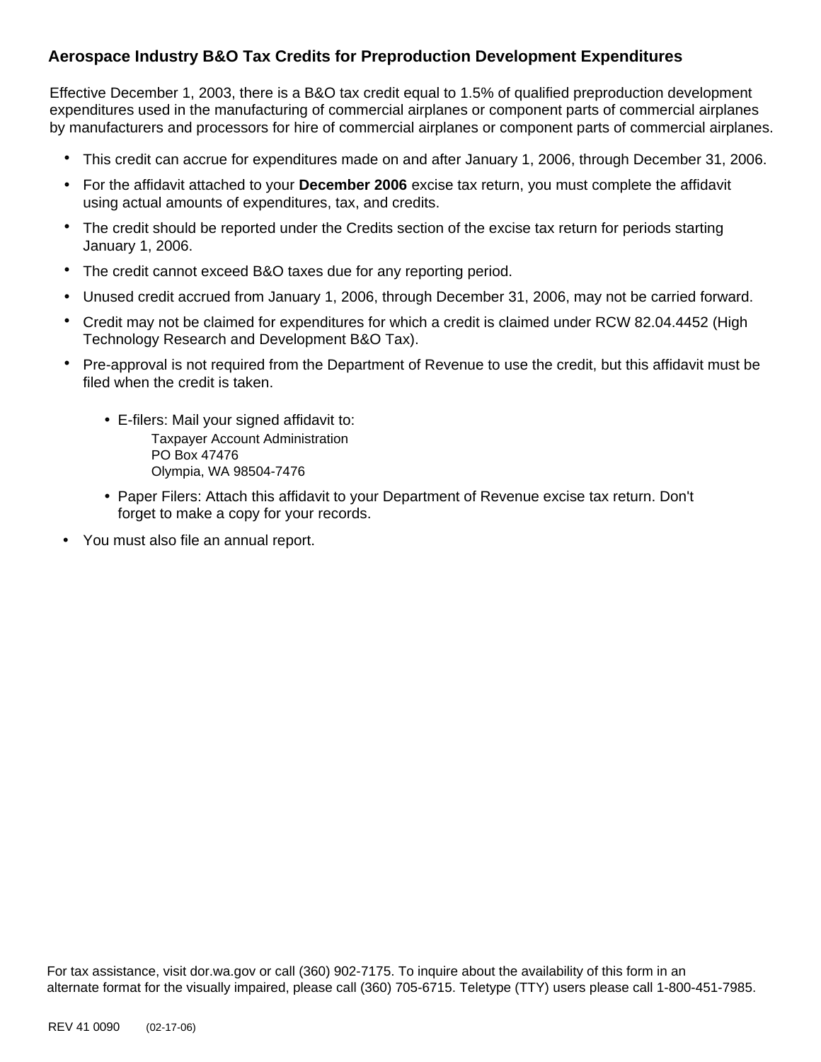## Aerospace Industry B&O Tax Credits for Preproduction Development Expenditures

Effective December 1, 2003, there is a B&O tax credit equal to 1.5% of qualified preproduction development expenditures used in the manufacturing of commercial airplanes or component parts of commercial airplanes by manufacturers and processors for hire of commercial airplanes or component parts of commercial airplanes.

- This credit can accrue for expenditures made on and after January 1, 2006, through December 31, 2006.
- For the affidavit attached to your **December 2006** excise tax return, you must complete the affidavit using actual amounts of expenditures, tax, and credits.
- The credit should be reported under the Credits section of the excise tax return for periods starting January 1, 2006.
- The credit cannot exceed B&O taxes due for any reporting period.
- Unused credit accrued from January 1, 2006, through December 31, 2006, may not be carried forward.
- Credit may not be claimed for expenditures for which a credit is claimed under RCW 82.04.4452 (High Technology Research and Development B&O Tax).
- Pre-approval is not required from the Department of Revenue to use the credit, but this affidavit must be filed when the credit is taken.
    - E-filers: Mail your signed affidavit to:
      Taxpayer Account Administration
      PO Box 47476
      Olympia, WA 98504-7476
    - Paper Filers: Attach this affidavit to your Department of Revenue excise tax return. Don't forget to make a copy for your records.
- You must also file an annual report.

For tax assistance, visit dor.wa.gov or call (360) 902-7175. To inquire about the availability of this form in an alternate format for the visually impaired, please call (360) 705-6715. Teletype (TTY) users please call 1-800-451-7985.

REV 41 0090 (02-17-06)